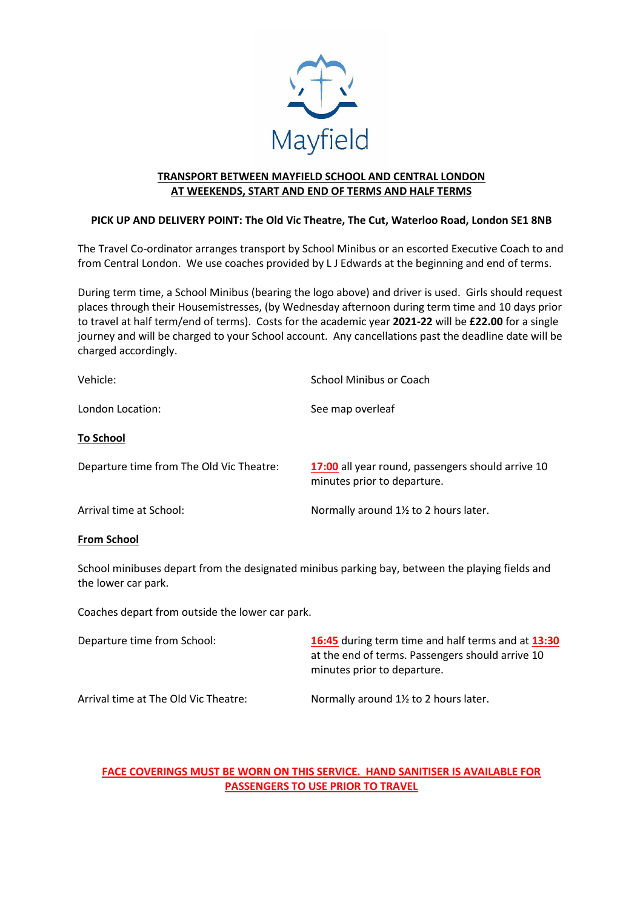Mayfield

## TRANSPORT BETWEEN MAYFIELD SCHOOL AND CENTRAL LONDON AT WEEKENDS, START AND END OF TERMS AND HALF TERMS

**PICK UP AND DELIVERY POINT: The Old Vic Theatre, The Cut, Waterloo Road, London SE1 8NB**

The Travel Co-ordinator arranges transport by School Minibus or an escorted Executive Coach to and from Central London. We use coaches provided by L J Edwards at the beginning and end of terms.

During term time, a School Minibus (bearing the logo above) and driver is used. Girls should request places through their Housemistresses, (by Wednesday afternoon during term time and 10 days prior to travel at half term/end of terms). Costs for the academic year **2021-22** will be **£22.00** for a single journey and will be charged to your School account. Any cancellations past the deadline date will be charged accordingly.

Vehicle: School Minibus or Coach

London Location: See map overleaf

**To School**

Departure time from The Old Vic Theatre: **17:00** all year round, passengers should arrive 10 minutes prior to departure.

Arrival time at School: Normally around 1½ to 2 hours later.

**From School**

School minibuses depart from the designated minibus parking bay, between the playing fields and the lower car park.

Coaches depart from outside the lower car park.

Departure time from School: **16:45** during term time and half terms and at **13:30** at the end of terms. Passengers should arrive 10 minutes prior to departure.

Arrival time at The Old Vic Theatre: Normally around 1½ to 2 hours later.

**FACE COVERINGS MUST BE WORN ON THIS SERVICE. HAND SANITISER IS AVAILABLE FOR PASSENGERS TO USE PRIOR TO TRAVEL**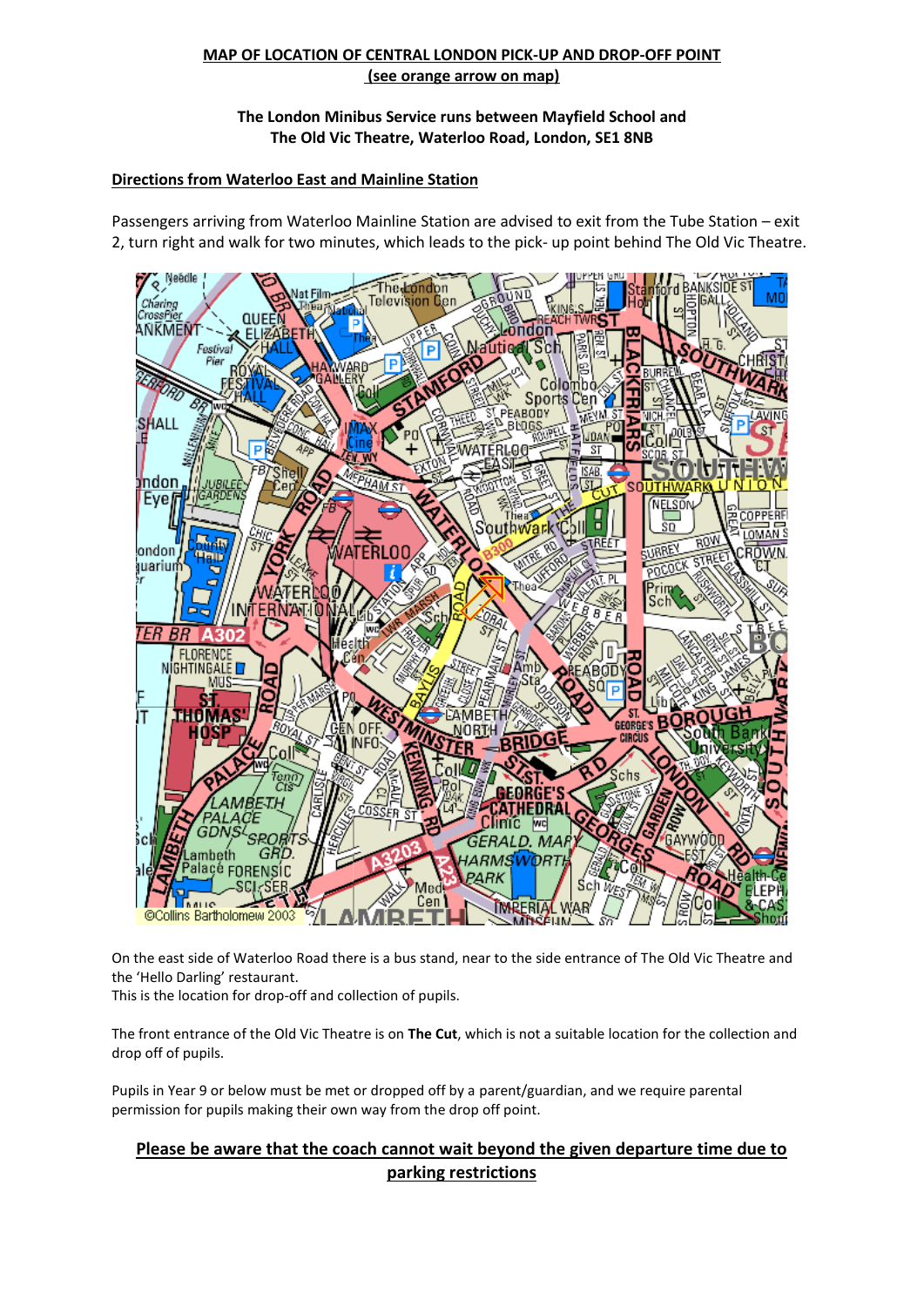**MAP OF LOCATION OF CENTRAL LONDON PICK-UP AND DROP-OFF POINT**
**(see orange arrow on map)**

**The London Minibus Service runs between Mayfield School and The Old Vic Theatre, Waterloo Road, London, SE1 8NB**

**Directions from Waterloo East and Mainline Station**

Passengers arriving from Waterloo Mainline Station are advised to exit from the Tube Station – exit 2, turn right and walk for two minutes, which leads to the pick- up point behind The Old Vic Theatre.

©Collins Bartholomew 2003

On the east side of Waterloo Road there is a bus stand, near to the side entrance of The Old Vic Theatre and the 'Hello Darling' restaurant.
This is the location for drop-off and collection of pupils.

The front entrance of the Old Vic Theatre is on **The Cut**, which is not a suitable location for the collection and drop off of pupils.

Pupils in Year 9 or below must be met or dropped off by a parent/guardian, and we require parental permission for pupils making their own way from the drop off point.

**Please be aware that the coach cannot wait beyond the given departure time due to parking restrictions**